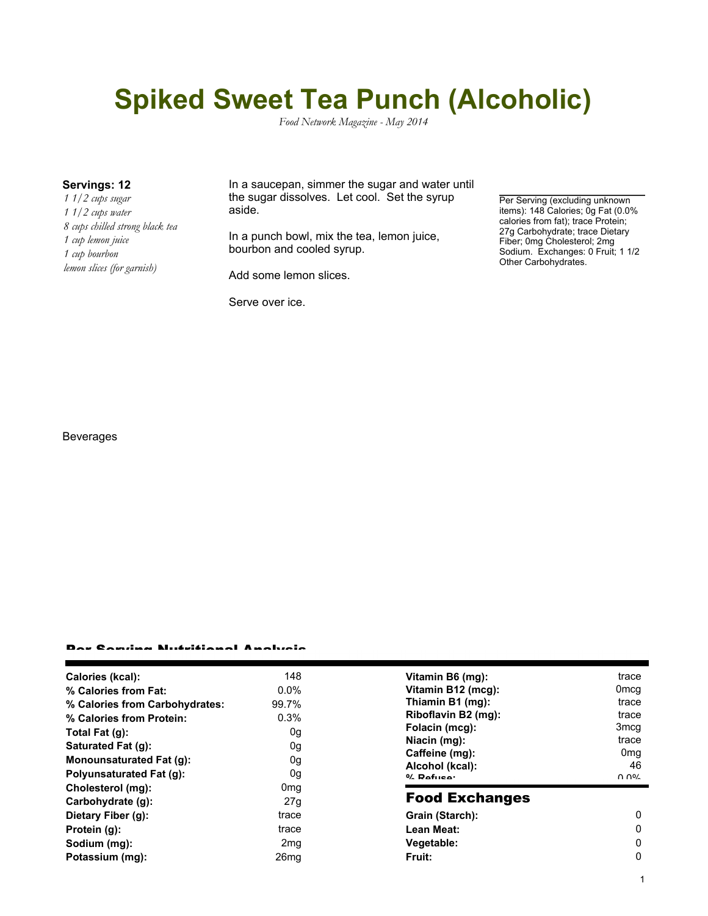# Spiked Sweet Tea Punch (Alcoholic)

*Food Network Magazine - May 2014*

**Servings: 12**

*1 1/2 cups sugar*
*1 1/2 cups water*
*8 cups chilled strong black tea*
*1 cup lemon juice*
*1 cup bourbon*
*lemon slices (for garnish)*

In a saucepan, simmer the sugar and water until the sugar dissolves. Let cool. Set the syrup aside.

In a punch bowl, mix the tea, lemon juice, bourbon and cooled syrup.

Add some lemon slices.

Serve over ice.

Per Serving (excluding unknown items): 148 Calories; 0g Fat (0.0% calories from fat); trace Protein; 27g Carbohydrate; trace Dietary Fiber; 0mg Cholesterol; 2mg Sodium. Exchanges: 0 Fruit; 1 1/2 Other Carbohydrates.

Beverages

## Per Serving Nutritional Analysis

| | |
|---|---|
| **Calories (kcal):** | 148 |
| **% Calories from Fat:** | 0.0% |
| **% Calories from Carbohydrates:** | 99.7% |
| **% Calories from Protein:** | 0.3% |
| **Total Fat (g):** | 0g |
| **Saturated Fat (g):** | 0g |
| **Monounsaturated Fat (g):** | 0g |
| **Polyunsaturated Fat (g):** | 0g |
| **Cholesterol (mg):** | 0mg |
| **Carbohydrate (g):** | 27g |
| **Dietary Fiber (g):** | trace |
| **Protein (g):** | trace |
| **Sodium (mg):** | 2mg |
| **Potassium (mg):** | 26mg |
| **Vitamin B6 (mg):** | trace |
| **Vitamin B12 (mcg):** | 0mcg |
| **Thiamin B1 (mg):** | trace |
| **Riboflavin B2 (mg):** | trace |
| **Folacin (mcg):** | 3mcg |
| **Niacin (mg):** | trace |
| **Caffeine (mg):** | 0mg |
| **Alcohol (kcal):** | 46 |
| **% Refuse:** | 0.0% |

## Food Exchanges

| | |
|---|---|
| **Grain (Starch):** | 0 |
| **Lean Meat:** | 0 |
| **Vegetable:** | 0 |
| **Fruit:** | 0 |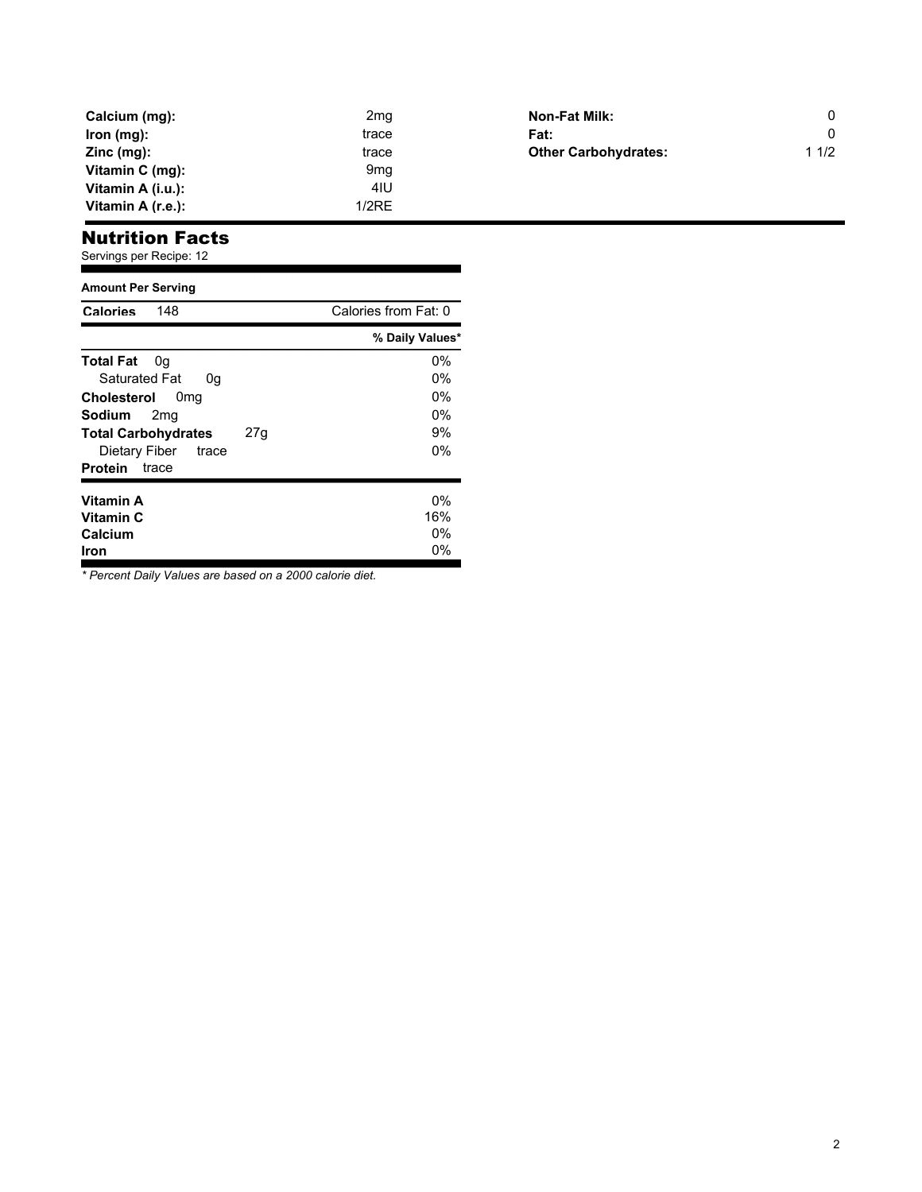| | |
|---|---|
| **Calcium (mg):** | 2mg |
| **Iron (mg):** | trace |
| **Zinc (mg):** | trace |
| **Vitamin C (mg):** | 9mg |
| **Vitamin A (i.u.):** | 4IU |
| **Vitamin A (r.e.):** | 1/2RE |

| | |
|---|---|
| **Non-Fat Milk:** | 0 |
| **Fat:** | 0 |
| **Other Carbohydrates:** | 1 1/2 |

## Nutrition Facts

Servings per Recipe: 12

**Amount Per Serving**

**Calories** 148 | Calories from Fat: 0

| | **% Daily Values*** |
|---|---|
| **Total Fat** 0g | 0% |
| Saturated Fat 0g | 0% |
| **Cholesterol** 0mg | 0% |
| **Sodium** 2mg | 0% |
| **Total Carbohydrates** 27g | 9% |
| Dietary Fiber trace | 0% |
| **Protein** trace | |
| **Vitamin A** | 0% |
| **Vitamin C** | 16% |
| **Calcium** | 0% |
| **Iron** | 0% |

*\* Percent Daily Values are based on a 2000 calorie diet.*